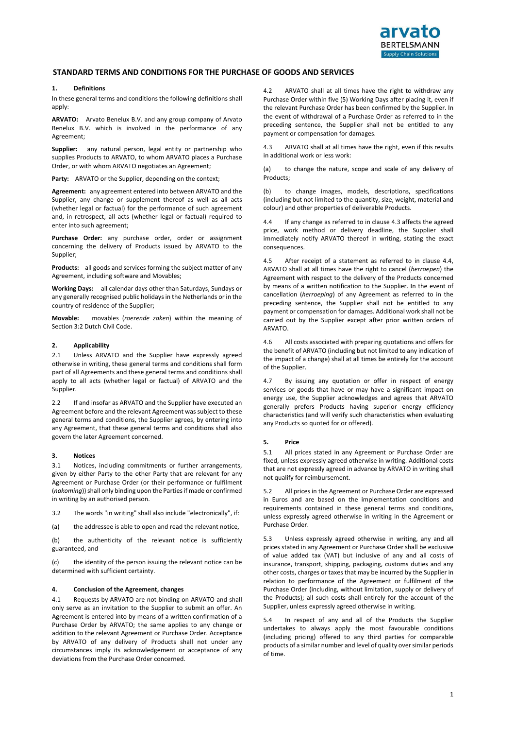# STANDARD TERMS AND CONDITIONS FOR THE PURCHASE OF GOODS AND SERVICES

## 1. Definitions

In these general terms and conditions the following definitions shall apply:

**ARVATO:** Arvato Benelux B.V. and any group company of Arvato Benelux B.V. which is involved in the performance of any Agreement;

**Supplier:** any natural person, legal entity or partnership who supplies Products to ARVATO, to whom ARVATO places a Purchase Order, or with whom ARVATO negotiates an Agreement;

**Party:** ARVATO or the Supplier, depending on the context;

**Agreement:** any agreement entered into between ARVATO and the Supplier, any change or supplement thereof as well as all acts (whether legal or factual) for the performance of such agreement and, in retrospect, all acts (whether legal or factual) required to enter into such agreement;

**Purchase Order:** any purchase order, order or assignment concerning the delivery of Products issued by ARVATO to the Supplier;

**Products:** all goods and services forming the subject matter of any Agreement, including software and Movables;

**Working Days:** all calendar days other than Saturdays, Sundays or any generally recognised public holidays in the Netherlands or in the country of residence of the Supplier;

**Movable:** movables (*roerende zaken*) within the meaning of Section 3:2 Dutch Civil Code.

## 2. Applicability

2.1 Unless ARVATO and the Supplier have expressly agreed otherwise in writing, these general terms and conditions shall form part of all Agreements and these general terms and conditions shall apply to all acts (whether legal or factual) of ARVATO and the Supplier.

2.2 If and insofar as ARVATO and the Supplier have executed an Agreement before and the relevant Agreement was subject to these general terms and conditions, the Supplier agrees, by entering into any Agreement, that these general terms and conditions shall also govern the later Agreement concerned.

## 3. Notices

3.1 Notices, including commitments or further arrangements, given by either Party to the other Party that are relevant for any Agreement or Purchase Order (or their performance or fulfilment (*nakoming*)) shall only binding upon the Parties if made or confirmed in writing by an authorised person.

3.2 The words "in writing" shall also include "electronically", if:

(a) the addressee is able to open and read the relevant notice,

(b) the authenticity of the relevant notice is sufficiently guaranteed, and

(c) the identity of the person issuing the relevant notice can be determined with sufficient certainty.

## 4. Conclusion of the Agreement, changes

4.1 Requests by ARVATO are not binding on ARVATO and shall only serve as an invitation to the Supplier to submit an offer. An Agreement is entered into by means of a written confirmation of a Purchase Order by ARVATO; the same applies to any change or addition to the relevant Agreement or Purchase Order. Acceptance by ARVATO of any delivery of Products shall not under any circumstances imply its acknowledgement or acceptance of any deviations from the Purchase Order concerned.

4.2 ARVATO shall at all times have the right to withdraw any Purchase Order within five (5) Working Days after placing it, even if the relevant Purchase Order has been confirmed by the Supplier. In the event of withdrawal of a Purchase Order as referred to in the preceding sentence, the Supplier shall not be entitled to any payment or compensation for damages.

4.3 ARVATO shall at all times have the right, even if this results in additional work or less work:

(a) to change the nature, scope and scale of any delivery of Products;

(b) to change images, models, descriptions, specifications (including but not limited to the quantity, size, weight, material and colour) and other properties of deliverable Products.

4.4 If any change as referred to in clause 4.3 affects the agreed price, work method or delivery deadline, the Supplier shall immediately notify ARVATO thereof in writing, stating the exact consequences.

4.5 After receipt of a statement as referred to in clause 4.4, ARVATO shall at all times have the right to cancel (*herroepen*) the Agreement with respect to the delivery of the Products concerned by means of a written notification to the Supplier. In the event of cancellation (*herroeping*) of any Agreement as referred to in the preceding sentence, the Supplier shall not be entitled to any payment or compensation for damages. Additional work shall not be carried out by the Supplier except after prior written orders of ARVATO.

4.6 All costs associated with preparing quotations and offers for the benefit of ARVATO (including but not limited to any indication of the impact of a change) shall at all times be entirely for the account of the Supplier.

4.7 By issuing any quotation or offer in respect of energy services or goods that have or may have a significant impact on energy use, the Supplier acknowledges and agrees that ARVATO generally prefers Products having superior energy efficiency characteristics (and will verify such characteristics when evaluating any Products so quoted for or offered).

## 5. Price

5.1 All prices stated in any Agreement or Purchase Order are fixed, unless expressly agreed otherwise in writing. Additional costs that are not expressly agreed in advance by ARVATO in writing shall not qualify for reimbursement.

5.2 All prices in the Agreement or Purchase Order are expressed in Euros and are based on the implementation conditions and requirements contained in these general terms and conditions, unless expressly agreed otherwise in writing in the Agreement or Purchase Order.

5.3 Unless expressly agreed otherwise in writing, any and all prices stated in any Agreement or Purchase Order shall be exclusive of value added tax (VAT) but inclusive of any and all costs of insurance, transport, shipping, packaging, customs duties and any other costs, charges or taxes that may be incurred by the Supplier in relation to performance of the Agreement or fulfilment of the Purchase Order (including, without limitation, supply or delivery of the Products); all such costs shall entirely for the account of the Supplier, unless expressly agreed otherwise in writing.

5.4 In respect of any and all of the Products the Supplier undertakes to always apply the most favourable conditions (including pricing) offered to any third parties for comparable products of a similar number and level of quality over similar periods of time.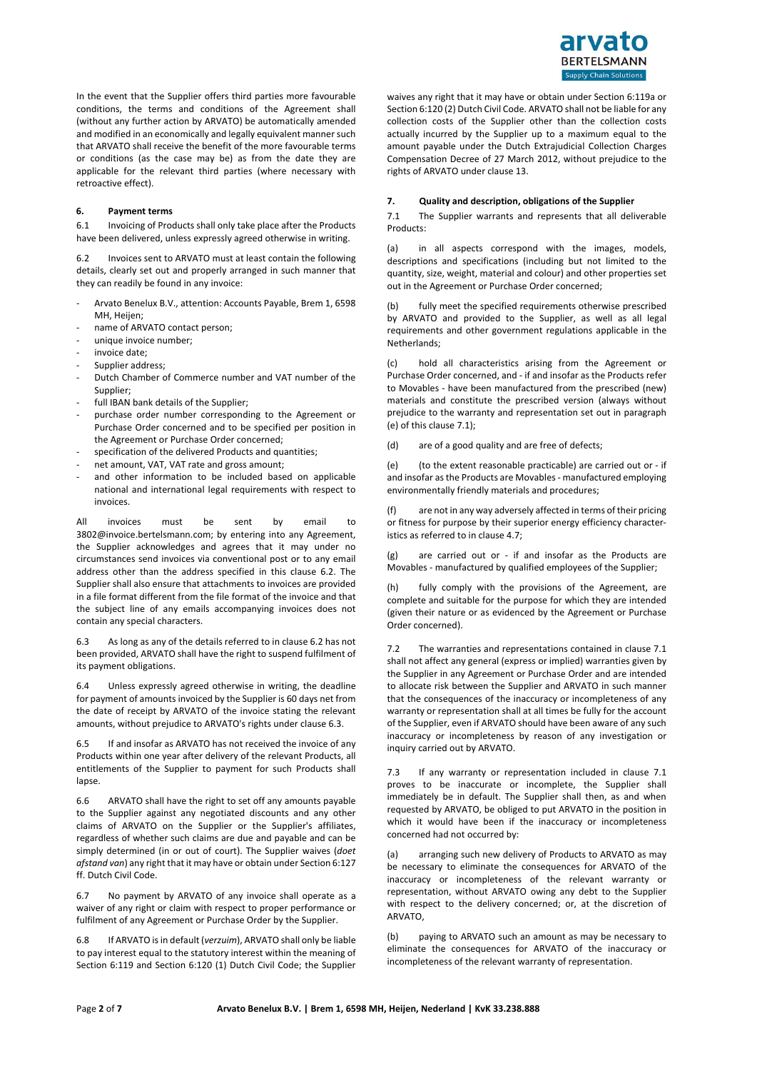In the event that the Supplier offers third parties more favourable conditions, the terms and conditions of the Agreement shall (without any further action by ARVATO) be automatically amended and modified in an economically and legally equivalent manner such that ARVATO shall receive the benefit of the more favourable terms or conditions (as the case may be) as from the date they are applicable for the relevant third parties (where necessary with retroactive effect).

## 6. Payment terms

6.1 Invoicing of Products shall only take place after the Products have been delivered, unless expressly agreed otherwise in writing.

6.2 Invoices sent to ARVATO must at least contain the following details, clearly set out and properly arranged in such manner that they can readily be found in any invoice:

- Arvato Benelux B.V., attention: Accounts Payable, Brem 1, 6598 MH, Heijen;
- name of ARVATO contact person;
- unique invoice number;
- invoice date;
- Supplier address;
- Dutch Chamber of Commerce number and VAT number of the Supplier;
- full IBAN bank details of the Supplier;
- purchase order number corresponding to the Agreement or Purchase Order concerned and to be specified per position in the Agreement or Purchase Order concerned;
- specification of the delivered Products and quantities;
- net amount, VAT, VAT rate and gross amount;
- and other information to be included based on applicable national and international legal requirements with respect to invoices.

All invoices must be sent by email to 3802@invoice.bertelsmann.com; by entering into any Agreement, the Supplier acknowledges and agrees that it may under no circumstances send invoices via conventional post or to any email address other than the address specified in this clause 6.2. The Supplier shall also ensure that attachments to invoices are provided in a file format different from the file format of the invoice and that the subject line of any emails accompanying invoices does not contain any special characters.

6.3 As long as any of the details referred to in clause 6.2 has not been provided, ARVATO shall have the right to suspend fulfilment of its payment obligations.

6.4 Unless expressly agreed otherwise in writing, the deadline for payment of amounts invoiced by the Supplier is 60 days net from the date of receipt by ARVATO of the invoice stating the relevant amounts, without prejudice to ARVATO's rights under clause 6.3.

6.5 If and insofar as ARVATO has not received the invoice of any Products within one year after delivery of the relevant Products, all entitlements of the Supplier to payment for such Products shall lapse.

6.6 ARVATO shall have the right to set off any amounts payable to the Supplier against any negotiated discounts and any other claims of ARVATO on the Supplier or the Supplier's affiliates, regardless of whether such claims are due and payable and can be simply determined (in or out of court). The Supplier waives (*doet afstand van*) any right that it may have or obtain under Section 6:127 ff. Dutch Civil Code.

6.7 No payment by ARVATO of any invoice shall operate as a waiver of any right or claim with respect to proper performance or fulfilment of any Agreement or Purchase Order by the Supplier.

6.8 If ARVATO is in default (*verzuim*), ARVATO shall only be liable to pay interest equal to the statutory interest within the meaning of Section 6:119 and Section 6:120 (1) Dutch Civil Code; the Supplier waives any right that it may have or obtain under Section 6:119a or Section 6:120 (2) Dutch Civil Code. ARVATO shall not be liable for any collection costs of the Supplier other than the collection costs actually incurred by the Supplier up to a maximum equal to the amount payable under the Dutch Extrajudicial Collection Charges Compensation Decree of 27 March 2012, without prejudice to the rights of ARVATO under clause 13.

## 7. Quality and description, obligations of the Supplier

7.1 The Supplier warrants and represents that all deliverable Products:

(a) in all aspects correspond with the images, models, descriptions and specifications (including but not limited to the quantity, size, weight, material and colour) and other properties set out in the Agreement or Purchase Order concerned;

(b) fully meet the specified requirements otherwise prescribed by ARVATO and provided to the Supplier, as well as all legal requirements and other government regulations applicable in the Netherlands;

(c) hold all characteristics arising from the Agreement or Purchase Order concerned, and - if and insofar as the Products refer to Movables - have been manufactured from the prescribed (new) materials and constitute the prescribed version (always without prejudice to the warranty and representation set out in paragraph (e) of this clause 7.1);

(d) are of a good quality and are free of defects;

(e) (to the extent reasonable practicable) are carried out or - if and insofar as the Products are Movables - manufactured employing environmentally friendly materials and procedures;

(f) are not in any way adversely affected in terms of their pricing or fitness for purpose by their superior energy efficiency characteristics as referred to in clause 4.7;

(g) are carried out or - if and insofar as the Products are Movables - manufactured by qualified employees of the Supplier;

(h) fully comply with the provisions of the Agreement, are complete and suitable for the purpose for which they are intended (given their nature or as evidenced by the Agreement or Purchase Order concerned).

7.2 The warranties and representations contained in clause 7.1 shall not affect any general (express or implied) warranties given by the Supplier in any Agreement or Purchase Order and are intended to allocate risk between the Supplier and ARVATO in such manner that the consequences of the inaccuracy or incompleteness of any warranty or representation shall at all times be fully for the account of the Supplier, even if ARVATO should have been aware of any such inaccuracy or incompleteness by reason of any investigation or inquiry carried out by ARVATO.

7.3 If any warranty or representation included in clause 7.1 proves to be inaccurate or incomplete, the Supplier shall immediately be in default. The Supplier shall then, as and when requested by ARVATO, be obliged to put ARVATO in the position in which it would have been if the inaccuracy or incompleteness concerned had not occurred by:

(a) arranging such new delivery of Products to ARVATO as may be necessary to eliminate the consequences for ARVATO of the inaccuracy or incompleteness of the relevant warranty or representation, without ARVATO owing any debt to the Supplier with respect to the delivery concerned; or, at the discretion of ARVATO,

(b) paying to ARVATO such an amount as may be necessary to eliminate the consequences for ARVATO of the inaccuracy or incompleteness of the relevant warranty of representation.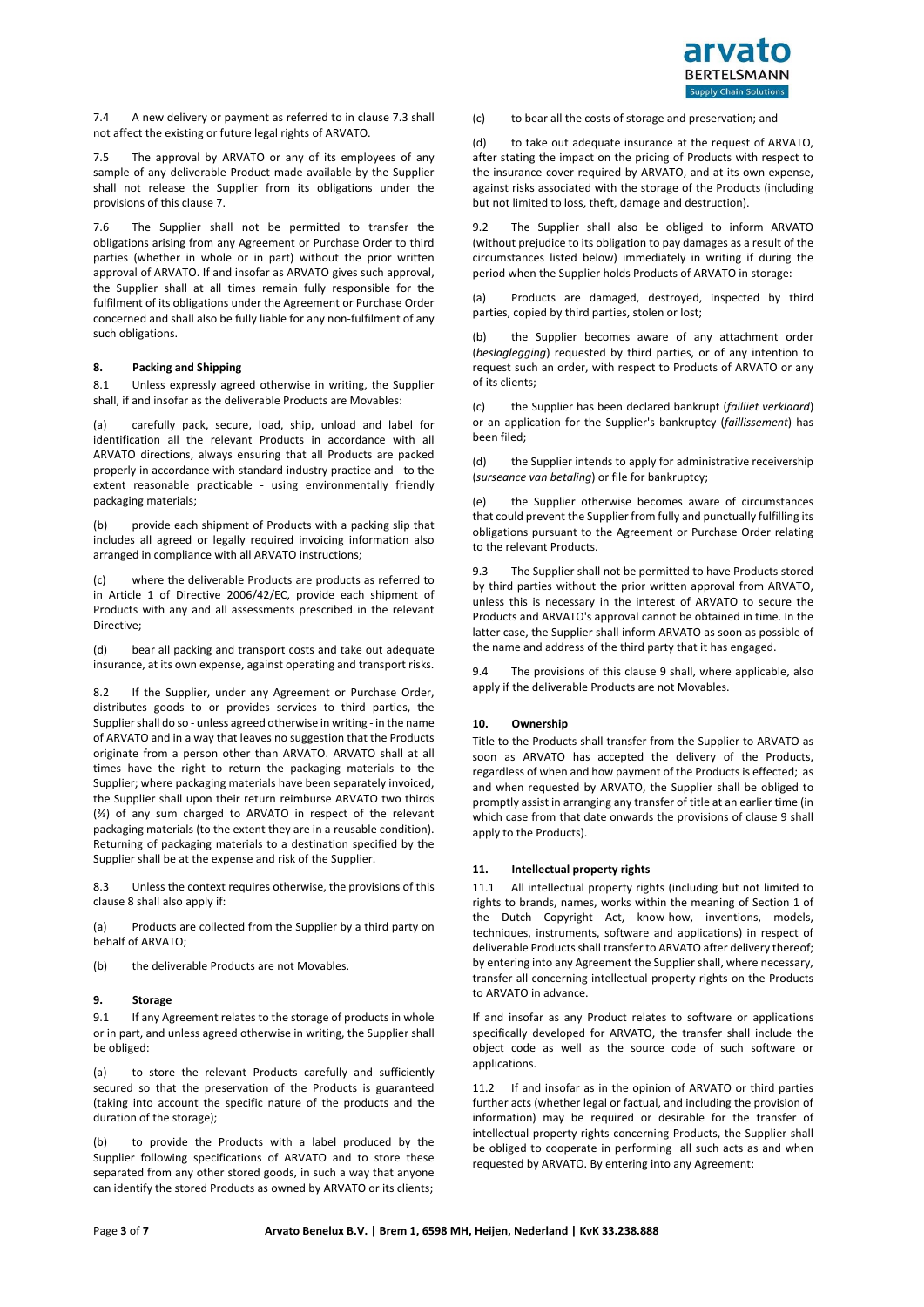7.4 A new delivery or payment as referred to in clause 7.3 shall not affect the existing or future legal rights of ARVATO.

7.5 The approval by ARVATO or any of its employees of any sample of any deliverable Product made available by the Supplier shall not release the Supplier from its obligations under the provisions of this clause 7.

7.6 The Supplier shall not be permitted to transfer the obligations arising from any Agreement or Purchase Order to third parties (whether in whole or in part) without the prior written approval of ARVATO. If and insofar as ARVATO gives such approval, the Supplier shall at all times remain fully responsible for the fulfilment of its obligations under the Agreement or Purchase Order concerned and shall also be fully liable for any non-fulfilment of any such obligations.

## 8. Packing and Shipping

8.1 Unless expressly agreed otherwise in writing, the Supplier shall, if and insofar as the deliverable Products are Movables:

(a) carefully pack, secure, load, ship, unload and label for identification all the relevant Products in accordance with all ARVATO directions, always ensuring that all Products are packed properly in accordance with standard industry practice and - to the extent reasonable practicable - using environmentally friendly packaging materials;

(b) provide each shipment of Products with a packing slip that includes all agreed or legally required invoicing information also arranged in compliance with all ARVATO instructions;

(c) where the deliverable Products are products as referred to in Article 1 of Directive 2006/42/EC, provide each shipment of Products with any and all assessments prescribed in the relevant Directive;

(d) bear all packing and transport costs and take out adequate insurance, at its own expense, against operating and transport risks.

8.2 If the Supplier, under any Agreement or Purchase Order, distributes goods to or provides services to third parties, the Supplier shall do so - unless agreed otherwise in writing - in the name of ARVATO and in a way that leaves no suggestion that the Products originate from a person other than ARVATO. ARVATO shall at all times have the right to return the packaging materials to the Supplier; where packaging materials have been separately invoiced, the Supplier shall upon their return reimburse ARVATO two thirds (⅔) of any sum charged to ARVATO in respect of the relevant packaging materials (to the extent they are in a reusable condition). Returning of packaging materials to a destination specified by the Supplier shall be at the expense and risk of the Supplier.

8.3 Unless the context requires otherwise, the provisions of this clause 8 shall also apply if:

(a) Products are collected from the Supplier by a third party on behalf of ARVATO;

(b) the deliverable Products are not Movables.

## 9. Storage

9.1 If any Agreement relates to the storage of products in whole or in part, and unless agreed otherwise in writing, the Supplier shall be obliged:

(a) to store the relevant Products carefully and sufficiently secured so that the preservation of the Products is guaranteed (taking into account the specific nature of the products and the duration of the storage);

(b) to provide the Products with a label produced by the Supplier following specifications of ARVATO and to store these separated from any other stored goods, in such a way that anyone can identify the stored Products as owned by ARVATO or its clients;

(c) to bear all the costs of storage and preservation; and

(d) to take out adequate insurance at the request of ARVATO, after stating the impact on the pricing of Products with respect to the insurance cover required by ARVATO, and at its own expense, against risks associated with the storage of the Products (including but not limited to loss, theft, damage and destruction).

9.2 The Supplier shall also be obliged to inform ARVATO (without prejudice to its obligation to pay damages as a result of the circumstances listed below) immediately in writing if during the period when the Supplier holds Products of ARVATO in storage:

(a) Products are damaged, destroyed, inspected by third parties, copied by third parties, stolen or lost;

(b) the Supplier becomes aware of any attachment order (*beslaglegging*) requested by third parties, or of any intention to request such an order, with respect to Products of ARVATO or any of its clients;

(c) the Supplier has been declared bankrupt (*failliet verklaard*) or an application for the Supplier's bankruptcy (*faillissement*) has been filed;

(d) the Supplier intends to apply for administrative receivership (*surseance van betaling*) or file for bankruptcy;

(e) the Supplier otherwise becomes aware of circumstances that could prevent the Supplier from fully and punctually fulfilling its obligations pursuant to the Agreement or Purchase Order relating to the relevant Products.

9.3 The Supplier shall not be permitted to have Products stored by third parties without the prior written approval from ARVATO, unless this is necessary in the interest of ARVATO to secure the Products and ARVATO's approval cannot be obtained in time. In the latter case, the Supplier shall inform ARVATO as soon as possible of the name and address of the third party that it has engaged.

9.4 The provisions of this clause 9 shall, where applicable, also apply if the deliverable Products are not Movables.

## 10. Ownership

Title to the Products shall transfer from the Supplier to ARVATO as soon as ARVATO has accepted the delivery of the Products, regardless of when and how payment of the Products is effected; as and when requested by ARVATO, the Supplier shall be obliged to promptly assist in arranging any transfer of title at an earlier time (in which case from that date onwards the provisions of clause 9 shall apply to the Products).

## 11. Intellectual property rights

11.1 All intellectual property rights (including but not limited to rights to brands, names, works within the meaning of Section 1 of the Dutch Copyright Act, know-how, inventions, models, techniques, instruments, software and applications) in respect of deliverable Products shall transfer to ARVATO after delivery thereof; by entering into any Agreement the Supplier shall, where necessary, transfer all concerning intellectual property rights on the Products to ARVATO in advance.

If and insofar as any Product relates to software or applications specifically developed for ARVATO, the transfer shall include the object code as well as the source code of such software or applications.

11.2 If and insofar as in the opinion of ARVATO or third parties further acts (whether legal or factual, and including the provision of information) may be required or desirable for the transfer of intellectual property rights concerning Products, the Supplier shall be obliged to cooperate in performing all such acts as and when requested by ARVATO. By entering into any Agreement: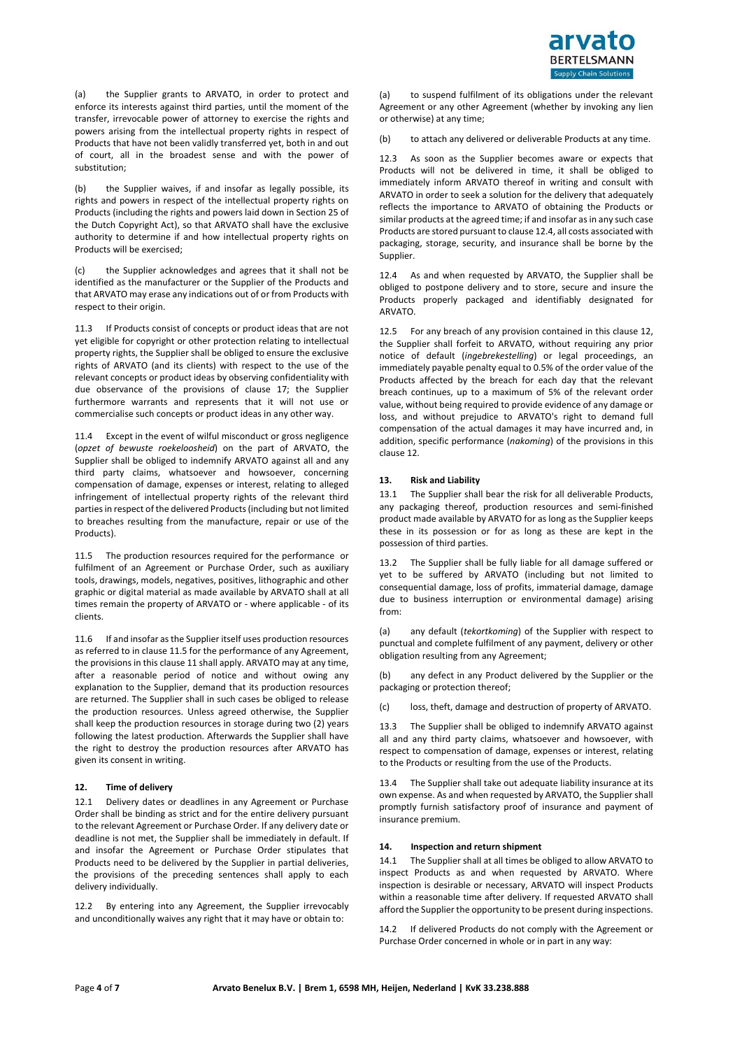(a) the Supplier grants to ARVATO, in order to protect and enforce its interests against third parties, until the moment of the transfer, irrevocable power of attorney to exercise the rights and powers arising from the intellectual property rights in respect of Products that have not been validly transferred yet, both in and out of court, all in the broadest sense and with the power of substitution;

(b) the Supplier waives, if and insofar as legally possible, its rights and powers in respect of the intellectual property rights on Products (including the rights and powers laid down in Section 25 of the Dutch Copyright Act), so that ARVATO shall have the exclusive authority to determine if and how intellectual property rights on Products will be exercised;

(c) the Supplier acknowledges and agrees that it shall not be identified as the manufacturer or the Supplier of the Products and that ARVATO may erase any indications out of or from Products with respect to their origin.

11.3 If Products consist of concepts or product ideas that are not yet eligible for copyright or other protection relating to intellectual property rights, the Supplier shall be obliged to ensure the exclusive rights of ARVATO (and its clients) with respect to the use of the relevant concepts or product ideas by observing confidentiality with due observance of the provisions of clause 17; the Supplier furthermore warrants and represents that it will not use or commercialise such concepts or product ideas in any other way.

11.4 Except in the event of wilful misconduct or gross negligence (*opzet of bewuste roekeloosheid*) on the part of ARVATO, the Supplier shall be obliged to indemnify ARVATO against all and any third party claims, whatsoever and howsoever, concerning compensation of damage, expenses or interest, relating to alleged infringement of intellectual property rights of the relevant third parties in respect of the delivered Products (including but not limited to breaches resulting from the manufacture, repair or use of the Products).

11.5 The production resources required for the performance or fulfilment of an Agreement or Purchase Order, such as auxiliary tools, drawings, models, negatives, positives, lithographic and other graphic or digital material as made available by ARVATO shall at all times remain the property of ARVATO or - where applicable - of its clients.

11.6 If and insofar as the Supplier itself uses production resources as referred to in clause 11.5 for the performance of any Agreement, the provisions in this clause 11 shall apply. ARVATO may at any time, after a reasonable period of notice and without owing any explanation to the Supplier, demand that its production resources are returned. The Supplier shall in such cases be obliged to release the production resources. Unless agreed otherwise, the Supplier shall keep the production resources in storage during two (2) years following the latest production. Afterwards the Supplier shall have the right to destroy the production resources after ARVATO has given its consent in writing.

## 12. Time of delivery

12.1 Delivery dates or deadlines in any Agreement or Purchase Order shall be binding as strict and for the entire delivery pursuant to the relevant Agreement or Purchase Order. If any delivery date or deadline is not met, the Supplier shall be immediately in default. If and insofar the Agreement or Purchase Order stipulates that Products need to be delivered by the Supplier in partial deliveries, the provisions of the preceding sentences shall apply to each delivery individually.

12.2 By entering into any Agreement, the Supplier irrevocably and unconditionally waives any right that it may have or obtain to:

(a) to suspend fulfilment of its obligations under the relevant Agreement or any other Agreement (whether by invoking any lien or otherwise) at any time;

(b) to attach any delivered or deliverable Products at any time.

12.3 As soon as the Supplier becomes aware or expects that Products will not be delivered in time, it shall be obliged to immediately inform ARVATO thereof in writing and consult with ARVATO in order to seek a solution for the delivery that adequately reflects the importance to ARVATO of obtaining the Products or similar products at the agreed time; if and insofar as in any such case Products are stored pursuant to clause 12.4, all costs associated with packaging, storage, security, and insurance shall be borne by the Supplier.

12.4 As and when requested by ARVATO, the Supplier shall be obliged to postpone delivery and to store, secure and insure the Products properly packaged and identifiably designated for ARVATO.

12.5 For any breach of any provision contained in this clause 12, the Supplier shall forfeit to ARVATO, without requiring any prior notice of default (*ingebrekestelling*) or legal proceedings, an immediately payable penalty equal to 0.5% of the order value of the Products affected by the breach for each day that the relevant breach continues, up to a maximum of 5% of the relevant order value, without being required to provide evidence of any damage or loss, and without prejudice to ARVATO's right to demand full compensation of the actual damages it may have incurred and, in addition, specific performance (*nakoming*) of the provisions in this clause 12.

## 13. Risk and Liability

13.1 The Supplier shall bear the risk for all deliverable Products, any packaging thereof, production resources and semi-finished product made available by ARVATO for as long as the Supplier keeps these in its possession or for as long as these are kept in the possession of third parties.

13.2 The Supplier shall be fully liable for all damage suffered or yet to be suffered by ARVATO (including but not limited to consequential damage, loss of profits, immaterial damage, damage due to business interruption or environmental damage) arising from:

(a) any default (*tekortkoming*) of the Supplier with respect to punctual and complete fulfilment of any payment, delivery or other obligation resulting from any Agreement;

(b) any defect in any Product delivered by the Supplier or the packaging or protection thereof;

(c) loss, theft, damage and destruction of property of ARVATO.

13.3 The Supplier shall be obliged to indemnify ARVATO against all and any third party claims, whatsoever and howsoever, with respect to compensation of damage, expenses or interest, relating to the Products or resulting from the use of the Products.

13.4 The Supplier shall take out adequate liability insurance at its own expense. As and when requested by ARVATO, the Supplier shall promptly furnish satisfactory proof of insurance and payment of insurance premium.

## 14. Inspection and return shipment

14.1 The Supplier shall at all times be obliged to allow ARVATO to inspect Products as and when requested by ARVATO. Where inspection is desirable or necessary, ARVATO will inspect Products within a reasonable time after delivery. If requested ARVATO shall afford the Supplier the opportunity to be present during inspections.

14.2 If delivered Products do not comply with the Agreement or Purchase Order concerned in whole or in part in any way: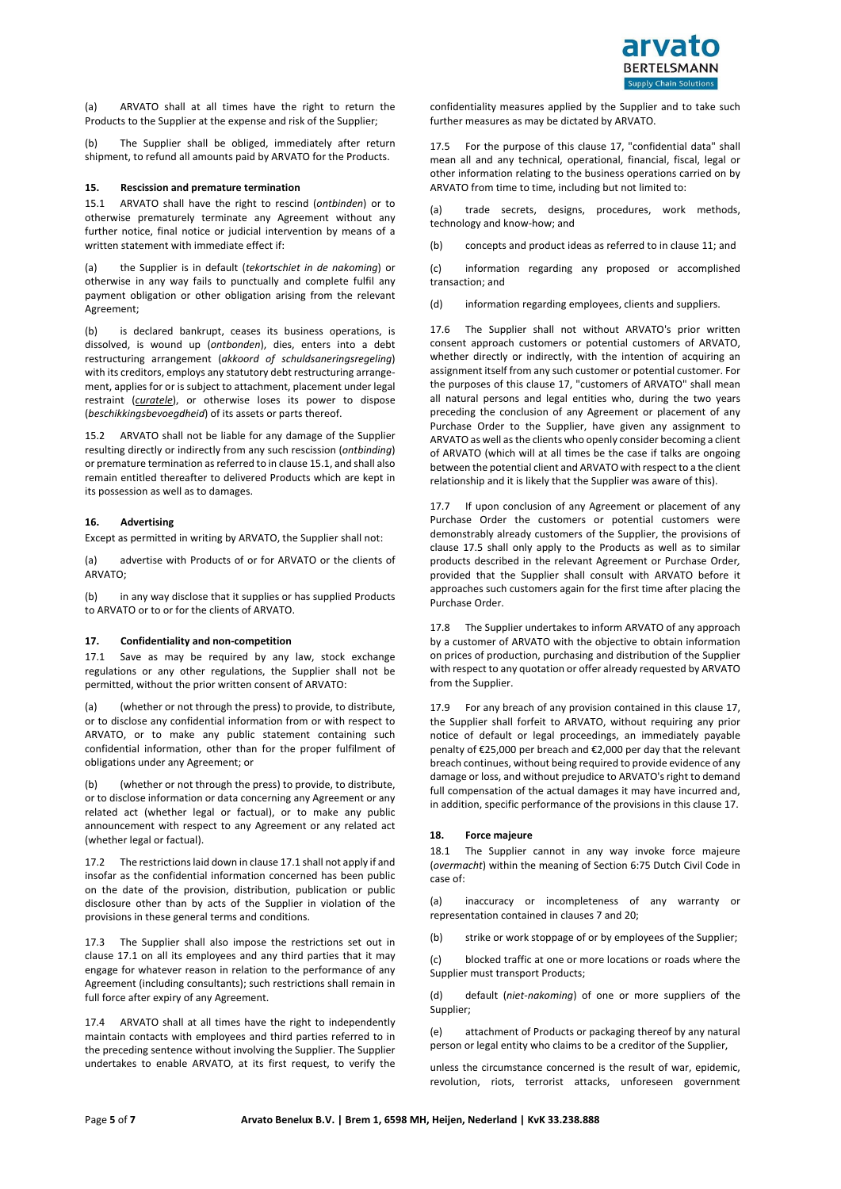(a) ARVATO shall at all times have the right to return the Products to the Supplier at the expense and risk of the Supplier;

(b) The Supplier shall be obliged, immediately after return shipment, to refund all amounts paid by ARVATO for the Products.

### 15. Rescission and premature termination

15.1 ARVATO shall have the right to rescind (*ontbinden*) or to otherwise prematurely terminate any Agreement without any further notice, final notice or judicial intervention by means of a written statement with immediate effect if:

(a) the Supplier is in default (*tekortschiet in de nakoming*) or otherwise in any way fails to punctually and complete fulfil any payment obligation or other obligation arising from the relevant Agreement;

(b) is declared bankrupt, ceases its business operations, is dissolved, is wound up (*ontbonden*), dies, enters into a debt restructuring arrangement (*akkoord of schuldsaneringsregeling*) with its creditors, employs any statutory debt restructuring arrangement, applies for or is subject to attachment, placement under legal restraint (*curatele*), or otherwise loses its power to dispose (*beschikkingsbevoegdheid*) of its assets or parts thereof.

15.2 ARVATO shall not be liable for any damage of the Supplier resulting directly or indirectly from any such rescission (*ontbinding*) or premature termination as referred to in clause 15.1, and shall also remain entitled thereafter to delivered Products which are kept in its possession as well as to damages.

### 16. Advertising

Except as permitted in writing by ARVATO, the Supplier shall not:

(a) advertise with Products of or for ARVATO or the clients of ARVATO;

(b) in any way disclose that it supplies or has supplied Products to ARVATO or to or for the clients of ARVATO.

### 17. Confidentiality and non-competition

17.1 Save as may be required by any law, stock exchange regulations or any other regulations, the Supplier shall not be permitted, without the prior written consent of ARVATO:

(a) (whether or not through the press) to provide, to distribute, or to disclose any confidential information from or with respect to ARVATO, or to make any public statement containing such confidential information, other than for the proper fulfilment of obligations under any Agreement; or

(b) (whether or not through the press) to provide, to distribute, or to disclose information or data concerning any Agreement or any related act (whether legal or factual), or to make any public announcement with respect to any Agreement or any related act (whether legal or factual).

17.2 The restrictions laid down in clause 17.1 shall not apply if and insofar as the confidential information concerned has been public on the date of the provision, distribution, publication or public disclosure other than by acts of the Supplier in violation of the provisions in these general terms and conditions.

17.3 The Supplier shall also impose the restrictions set out in clause 17.1 on all its employees and any third parties that it may engage for whatever reason in relation to the performance of any Agreement (including consultants); such restrictions shall remain in full force after expiry of any Agreement.

17.4 ARVATO shall at all times have the right to independently maintain contacts with employees and third parties referred to in the preceding sentence without involving the Supplier. The Supplier undertakes to enable ARVATO, at its first request, to verify the confidentiality measures applied by the Supplier and to take such further measures as may be dictated by ARVATO.

17.5 For the purpose of this clause 17, "confidential data" shall mean all and any technical, operational, financial, fiscal, legal or other information relating to the business operations carried on by ARVATO from time to time, including but not limited to:

(a) trade secrets, designs, procedures, work methods, technology and know-how; and

(b) concepts and product ideas as referred to in clause 11; and

(c) information regarding any proposed or accomplished transaction; and

(d) information regarding employees, clients and suppliers.

17.6 The Supplier shall not without ARVATO's prior written consent approach customers or potential customers of ARVATO, whether directly or indirectly, with the intention of acquiring an assignment itself from any such customer or potential customer. For the purposes of this clause 17, "customers of ARVATO" shall mean all natural persons and legal entities who, during the two years preceding the conclusion of any Agreement or placement of any Purchase Order to the Supplier, have given any assignment to ARVATO as well as the clients who openly consider becoming a client of ARVATO (which will at all times be the case if talks are ongoing between the potential client and ARVATO with respect to a the client relationship and it is likely that the Supplier was aware of this).

17.7 If upon conclusion of any Agreement or placement of any Purchase Order the customers or potential customers were demonstrably already customers of the Supplier, the provisions of clause 17.5 shall only apply to the Products as well as to similar products described in the relevant Agreement or Purchase Order, provided that the Supplier shall consult with ARVATO before it approaches such customers again for the first time after placing the Purchase Order.

17.8 The Supplier undertakes to inform ARVATO of any approach by a customer of ARVATO with the objective to obtain information on prices of production, purchasing and distribution of the Supplier with respect to any quotation or offer already requested by ARVATO from the Supplier.

17.9 For any breach of any provision contained in this clause 17, the Supplier shall forfeit to ARVATO, without requiring any prior notice of default or legal proceedings, an immediately payable penalty of €25,000 per breach and €2,000 per day that the relevant breach continues, without being required to provide evidence of any damage or loss, and without prejudice to ARVATO's right to demand full compensation of the actual damages it may have incurred and, in addition, specific performance of the provisions in this clause 17.

### 18. Force majeure

18.1 The Supplier cannot in any way invoke force majeure (*overmacht*) within the meaning of Section 6:75 Dutch Civil Code in case of:

(a) inaccuracy or incompleteness of any warranty or representation contained in clauses 7 and 20;

(b) strike or work stoppage of or by employees of the Supplier;

(c) blocked traffic at one or more locations or roads where the Supplier must transport Products;

(d) default (*niet-nakoming*) of one or more suppliers of the Supplier;

(e) attachment of Products or packaging thereof by any natural person or legal entity who claims to be a creditor of the Supplier,

unless the circumstance concerned is the result of war, epidemic, revolution, riots, terrorist attacks, unforeseen government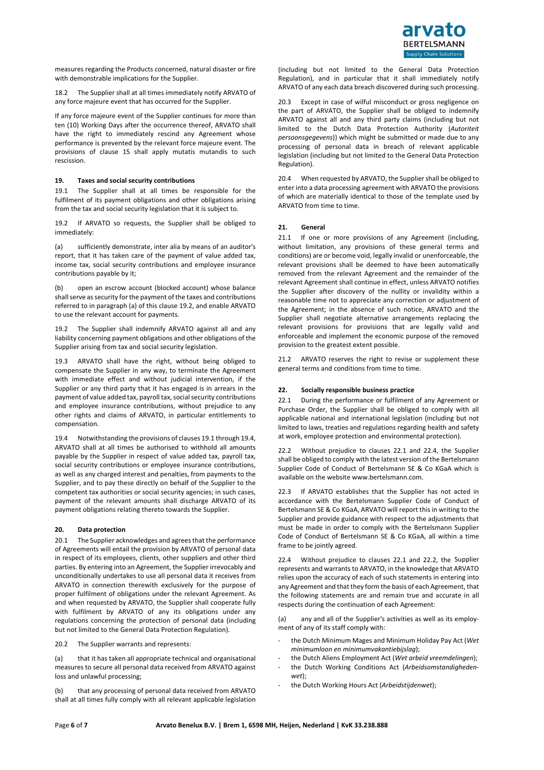measures regarding the Products concerned, natural disaster or fire with demonstrable implications for the Supplier.

18.2 The Supplier shall at all times immediately notify ARVATO of any force majeure event that has occurred for the Supplier.

If any force majeure event of the Supplier continues for more than ten (10) Working Days after the occurrence thereof, ARVATO shall have the right to immediately rescind any Agreement whose performance is prevented by the relevant force majeure event. The provisions of clause 15 shall apply mutatis mutandis to such rescission.

**19. Taxes and social security contributions**

19.1 The Supplier shall at all times be responsible for the fulfilment of its payment obligations and other obligations arising from the tax and social security legislation that it is subject to.

19.2 If ARVATO so requests, the Supplier shall be obliged to immediately:

(a) sufficiently demonstrate, inter alia by means of an auditor's report, that it has taken care of the payment of value added tax, income tax, social security contributions and employee insurance contributions payable by it;

(b) open an escrow account (blocked account) whose balance shall serve as security for the payment of the taxes and contributions referred to in paragraph (a) of this clause 19.2, and enable ARVATO to use the relevant account for payments.

19.2 The Supplier shall indemnify ARVATO against all and any liability concerning payment obligations and other obligations of the Supplier arising from tax and social security legislation.

19.3 ARVATO shall have the right, without being obliged to compensate the Supplier in any way, to terminate the Agreement with immediate effect and without judicial intervention, if the Supplier or any third party that it has engaged is in arrears in the payment of value added tax, payroll tax, social security contributions and employee insurance contributions, without prejudice to any other rights and claims of ARVATO, in particular entitlements to compensation.

19.4 Notwithstanding the provisions of clauses 19.1 through 19.4, ARVATO shall at all times be authorised to withhold all amounts payable by the Supplier in respect of value added tax, payroll tax, social security contributions or employee insurance contributions, as well as any charged interest and penalties, from payments to the Supplier, and to pay these directly on behalf of the Supplier to the competent tax authorities or social security agencies; in such cases, payment of the relevant amounts shall discharge ARVATO of its payment obligations relating thereto towards the Supplier.

**20. Data protection**

20.1 The Supplier acknowledges and agrees that the performance of Agreements will entail the provision by ARVATO of personal data in respect of its employees, clients, other suppliers and other third parties. By entering into an Agreement, the Supplier irrevocably and unconditionally undertakes to use all personal data it receives from ARVATO in connection therewith exclusively for the purpose of proper fulfilment of obligations under the relevant Agreement. As and when requested by ARVATO, the Supplier shall cooperate fully with fulfilment by ARVATO of any its obligations under any regulations concerning the protection of personal data (including but not limited to the General Data Protection Regulation).

20.2 The Supplier warrants and represents:

(a) that it has taken all appropriate technical and organisational measures to secure all personal data received from ARVATO against loss and unlawful processing;

(b) that any processing of personal data received from ARVATO shall at all times fully comply with all relevant applicable legislation (including but not limited to the General Data Protection Regulation), and in particular that it shall immediately notify ARVATO of any each data breach discovered during such processing.

20.3 Except in case of wilful misconduct or gross negligence on the part of ARVATO, the Supplier shall be obliged to indemnify ARVATO against all and any third party claims (including but not limited to the Dutch Data Protection Authority (*Autoriteit persoonsgegevens*)) which might be submitted or made due to any processing of personal data in breach of relevant applicable legislation (including but not limited to the General Data Protection Regulation).

20.4 When requested by ARVATO, the Supplier shall be obliged to enter into a data processing agreement with ARVATO the provisions of which are materially identical to those of the template used by ARVATO from time to time.

**21. General**

21.1 If one or more provisions of any Agreement (including, without limitation, any provisions of these general terms and conditions) are or become void, legally invalid or unenforceable, the relevant provisions shall be deemed to have been automatically removed from the relevant Agreement and the remainder of the relevant Agreement shall continue in effect, unless ARVATO notifies the Supplier after discovery of the nullity or invalidity within a reasonable time not to appreciate any correction or adjustment of the Agreement; in the absence of such notice, ARVATO and the Supplier shall negotiate alternative arrangements replacing the relevant provisions for provisions that are legally valid and enforceable and implement the economic purpose of the removed provision to the greatest extent possible.

21.2 ARVATO reserves the right to revise or supplement these general terms and conditions from time to time.

**22. Socially responsible business practice**

22.1 During the performance or fulfilment of any Agreement or Purchase Order, the Supplier shall be obliged to comply with all applicable national and international legislation (including but not limited to laws, treaties and regulations regarding health and safety at work, employee protection and environmental protection).

22.2 Without prejudice to clauses 22.1 and 22.4, the Supplier shall be obliged to comply with the latest version of the Bertelsmann Supplier Code of Conduct of Bertelsmann SE & Co KGaA which is available on the website www.bertelsmann.com.

22.3 If ARVATO establishes that the Supplier has not acted in accordance with the Bertelsmann Supplier Code of Conduct of Bertelsmann SE & Co KGaA, ARVATO will report this in writing to the Supplier and provide guidance with respect to the adjustments that must be made in order to comply with the Bertelsmann Supplier Code of Conduct of Bertelsmann SE & Co KGaA, all within a time frame to be jointly agreed.

22.4 Without prejudice to clauses 22.1 and 22.2, the Supplier represents and warrants to ARVATO, in the knowledge that ARVATO relies upon the accuracy of each of such statements in entering into any Agreement and that they form the basis of each Agreement, that the following statements are and remain true and accurate in all respects during the continuation of each Agreement:

(a) any and all of the Supplier's activities as well as its employment of any of its staff comply with:

- the Dutch Minimum Mages and Minimum Holiday Pay Act (*Wet minimumloon en minimumvakantiebijslag*);
- the Dutch Aliens Employment Act (*Wet arbeid vreemdelingen*);
- the Dutch Working Conditions Act (*Arbeidsomstandighedenwet*);
- the Dutch Working Hours Act (*Arbeidstijdenwet*);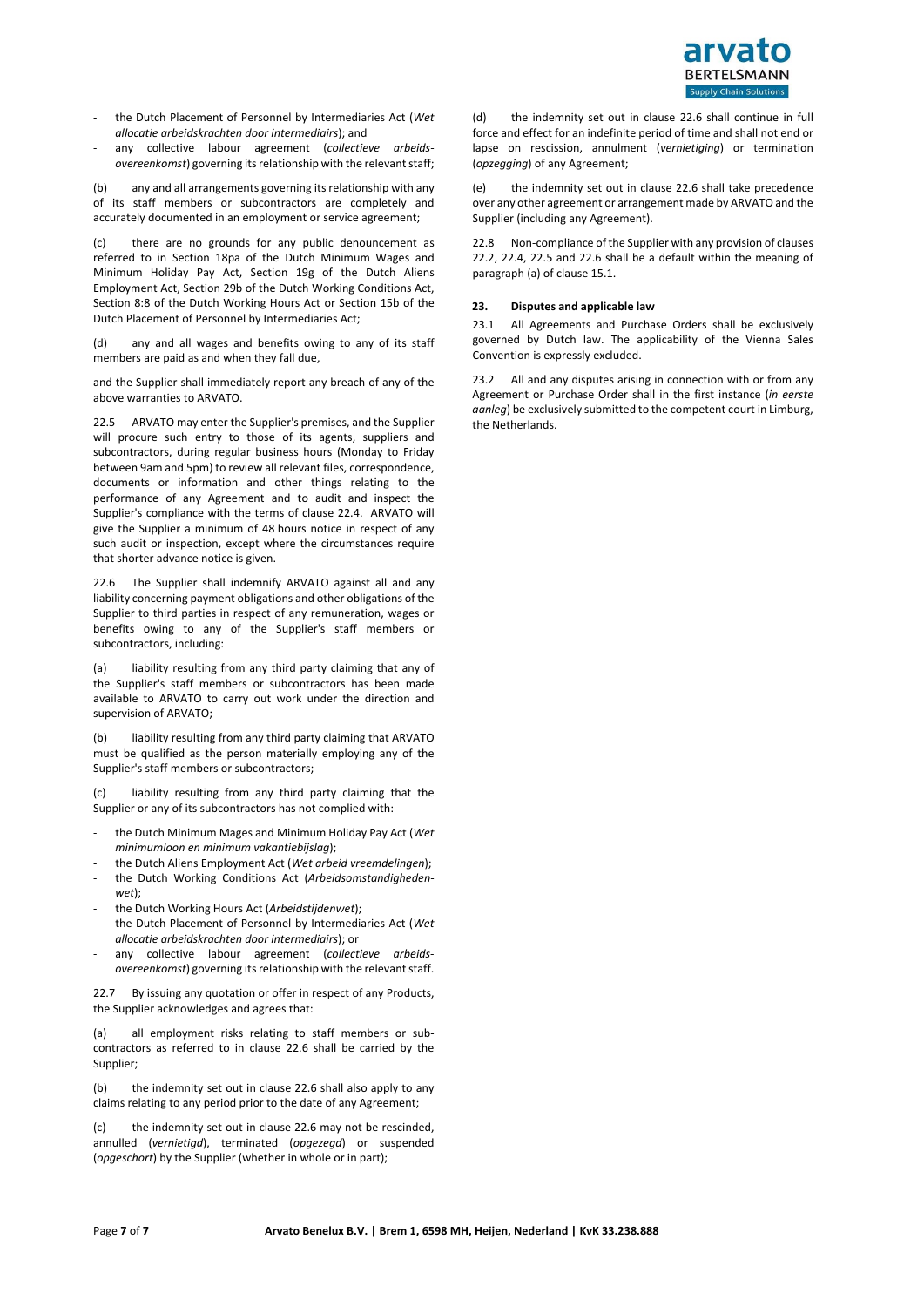- the Dutch Placement of Personnel by Intermediaries Act (*Wet allocatie arbeidskrachten door intermediairs*); and
- any collective labour agreement (*collectieve arbeids-overeenkomst*) governing its relationship with the relevant staff;

(b) any and all arrangements governing its relationship with any of its staff members or subcontractors are completely and accurately documented in an employment or service agreement;

(c) there are no grounds for any public denouncement as referred to in Section 18pa of the Dutch Minimum Wages and Minimum Holiday Pay Act, Section 19g of the Dutch Aliens Employment Act, Section 29b of the Dutch Working Conditions Act, Section 8:8 of the Dutch Working Hours Act or Section 15b of the Dutch Placement of Personnel by Intermediaries Act;

(d) any and all wages and benefits owing to any of its staff members are paid as and when they fall due,

and the Supplier shall immediately report any breach of any of the above warranties to ARVATO.

22.5 ARVATO may enter the Supplier's premises, and the Supplier will procure such entry to those of its agents, suppliers and subcontractors, during regular business hours (Monday to Friday between 9am and 5pm) to review all relevant files, correspondence, documents or information and other things relating to the performance of any Agreement and to audit and inspect the Supplier's compliance with the terms of clause 22.4. ARVATO will give the Supplier a minimum of 48 hours notice in respect of any such audit or inspection, except where the circumstances require that shorter advance notice is given.

22.6 The Supplier shall indemnify ARVATO against all and any liability concerning payment obligations and other obligations of the Supplier to third parties in respect of any remuneration, wages or benefits owing to any of the Supplier's staff members or subcontractors, including:

(a) liability resulting from any third party claiming that any of the Supplier's staff members or subcontractors has been made available to ARVATO to carry out work under the direction and supervision of ARVATO;

(b) liability resulting from any third party claiming that ARVATO must be qualified as the person materially employing any of the Supplier's staff members or subcontractors;

(c) liability resulting from any third party claiming that the Supplier or any of its subcontractors has not complied with:

- the Dutch Minimum Mages and Minimum Holiday Pay Act (*Wet minimumloon en minimum vakantiebijslag*);
- the Dutch Aliens Employment Act (*Wet arbeid vreemdelingen*);
- the Dutch Working Conditions Act (*Arbeidsomstandigheden-wet*);
- the Dutch Working Hours Act (*Arbeidstijdenwet*);
- the Dutch Placement of Personnel by Intermediaries Act (*Wet allocatie arbeidskrachten door intermediairs*); or
- any collective labour agreement (*collectieve arbeids-overeenkomst*) governing its relationship with the relevant staff.

22.7 By issuing any quotation or offer in respect of any Products, the Supplier acknowledges and agrees that:

(a) all employment risks relating to staff members or sub-contractors as referred to in clause 22.6 shall be carried by the Supplier;

(b) the indemnity set out in clause 22.6 shall also apply to any claims relating to any period prior to the date of any Agreement;

(c) the indemnity set out in clause 22.6 may not be rescinded, annulled (*vernietigd*), terminated (*opgezegd*) or suspended (*opgeschort*) by the Supplier (whether in whole or in part);

(d) the indemnity set out in clause 22.6 shall continue in full force and effect for an indefinite period of time and shall not end or lapse on rescission, annulment (*vernietiging*) or termination (*opzegging*) of any Agreement;

(e) the indemnity set out in clause 22.6 shall take precedence over any other agreement or arrangement made by ARVATO and the Supplier (including any Agreement).

22.8 Non-compliance of the Supplier with any provision of clauses 22.2, 22.4, 22.5 and 22.6 shall be a default within the meaning of paragraph (a) of clause 15.1.

### 23. Disputes and applicable law

23.1 All Agreements and Purchase Orders shall be exclusively governed by Dutch law. The applicability of the Vienna Sales Convention is expressly excluded.

23.2 All and any disputes arising in connection with or from any Agreement or Purchase Order shall in the first instance (*in eerste aanleg*) be exclusively submitted to the competent court in Limburg, the Netherlands.